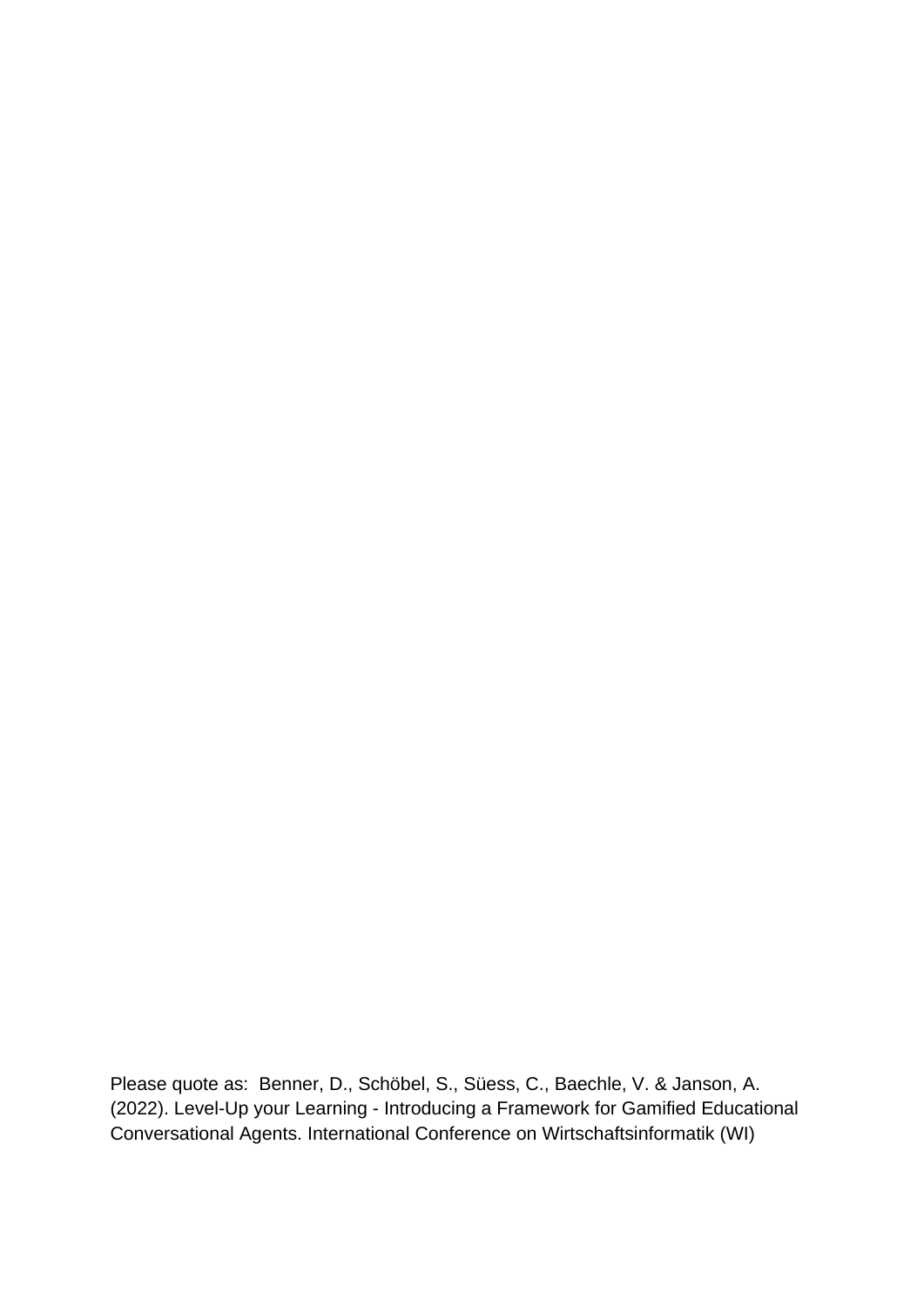Please quote as: Benner, D., Schöbel, S., Süess, C., Baechle, V. & Janson, A. (2022). Level-Up your Learning - Introducing a Framework for Gamified Educational Conversational Agents. International Conference on Wirtschaftsinformatik (WI)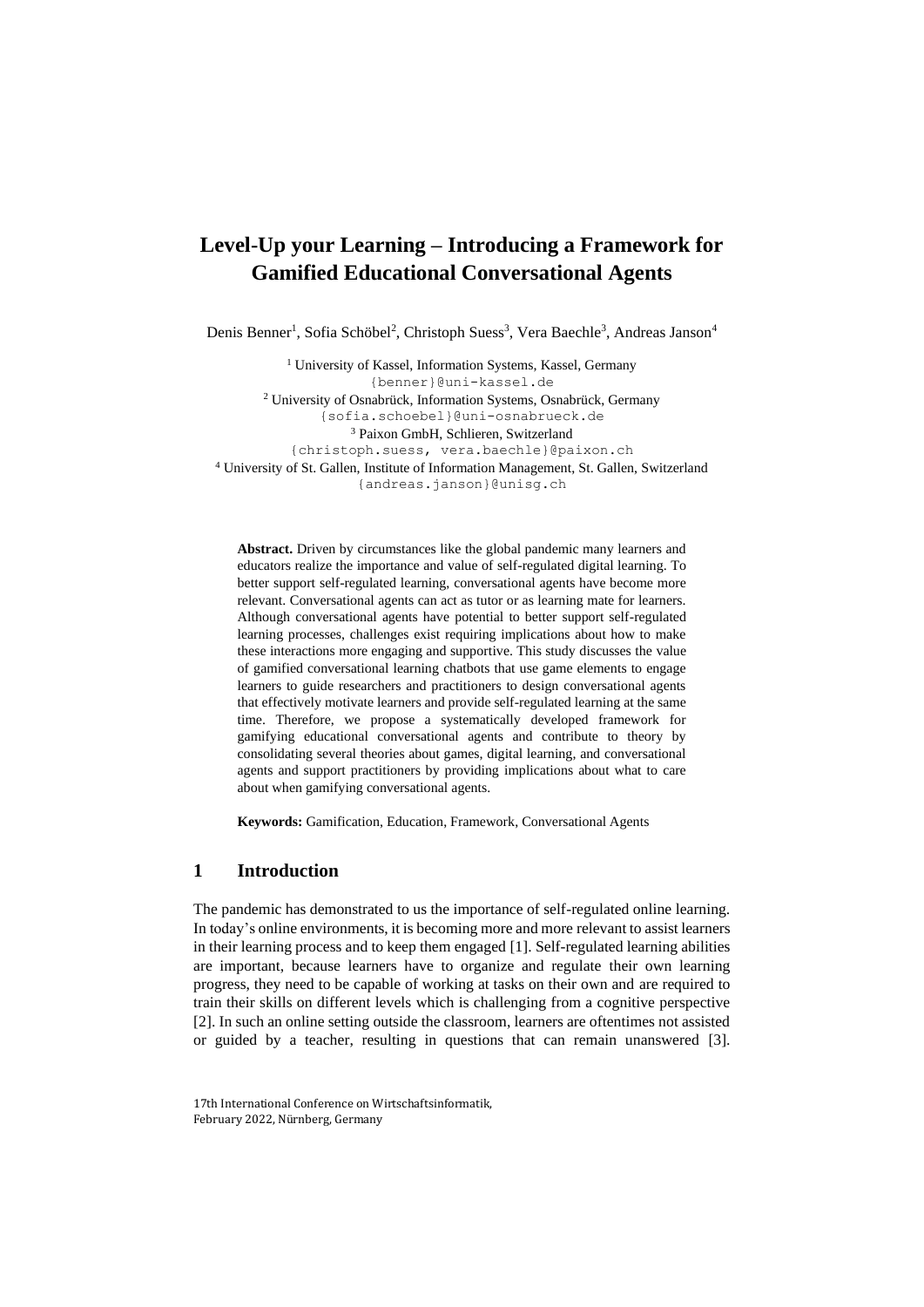# Level-Up your Learning – Introducing a Framework for Gamified Educational Conversational Agents

Denis Benner[1], Sofia Schöbel[2], Christoph Suess[3], Vera Baechle[3], Andreas Janson[4]

[1] University of Kassel, Information Systems, Kassel, Germany
{benner}@uni-kassel.de
[2] University of Osnabrück, Information Systems, Osnabrück, Germany
{sofia.schoebel}@uni-osnabrueck.de
[3] Paixon GmbH, Schlieren, Switzerland
{christoph.suess, vera.baechle}@paixon.ch
[4] University of St. Gallen, Institute of Information Management, St. Gallen, Switzerland
{andreas.janson}@unisg.ch

**Abstract.** Driven by circumstances like the global pandemic many learners and educators realize the importance and value of self-regulated digital learning. To better support self-regulated learning, conversational agents have become more relevant. Conversational agents can act as tutor or as learning mate for learners. Although conversational agents have potential to better support self-regulated learning processes, challenges exist requiring implications about how to make these interactions more engaging and supportive. This study discusses the value of gamified conversational learning chatbots that use game elements to engage learners to guide researchers and practitioners to design conversational agents that effectively motivate learners and provide self-regulated learning at the same time. Therefore, we propose a systematically developed framework for gamifying educational conversational agents and contribute to theory by consolidating several theories about games, digital learning, and conversational agents and support practitioners by providing implications about what to care about when gamifying conversational agents.

**Keywords:** Gamification, Education, Framework, Conversational Agents

## 1 Introduction

The pandemic has demonstrated to us the importance of self-regulated online learning. In today's online environments, it is becoming more and more relevant to assist learners in their learning process and to keep them engaged [1]. Self-regulated learning abilities are important, because learners have to organize and regulate their own learning progress, they need to be capable of working at tasks on their own and are required to train their skills on different levels which is challenging from a cognitive perspective [2]. In such an online setting outside the classroom, learners are oftentimes not assisted or guided by a teacher, resulting in questions that can remain unanswered [3].

17th International Conference on Wirtschaftsinformatik,
February 2022, Nürnberg, Germany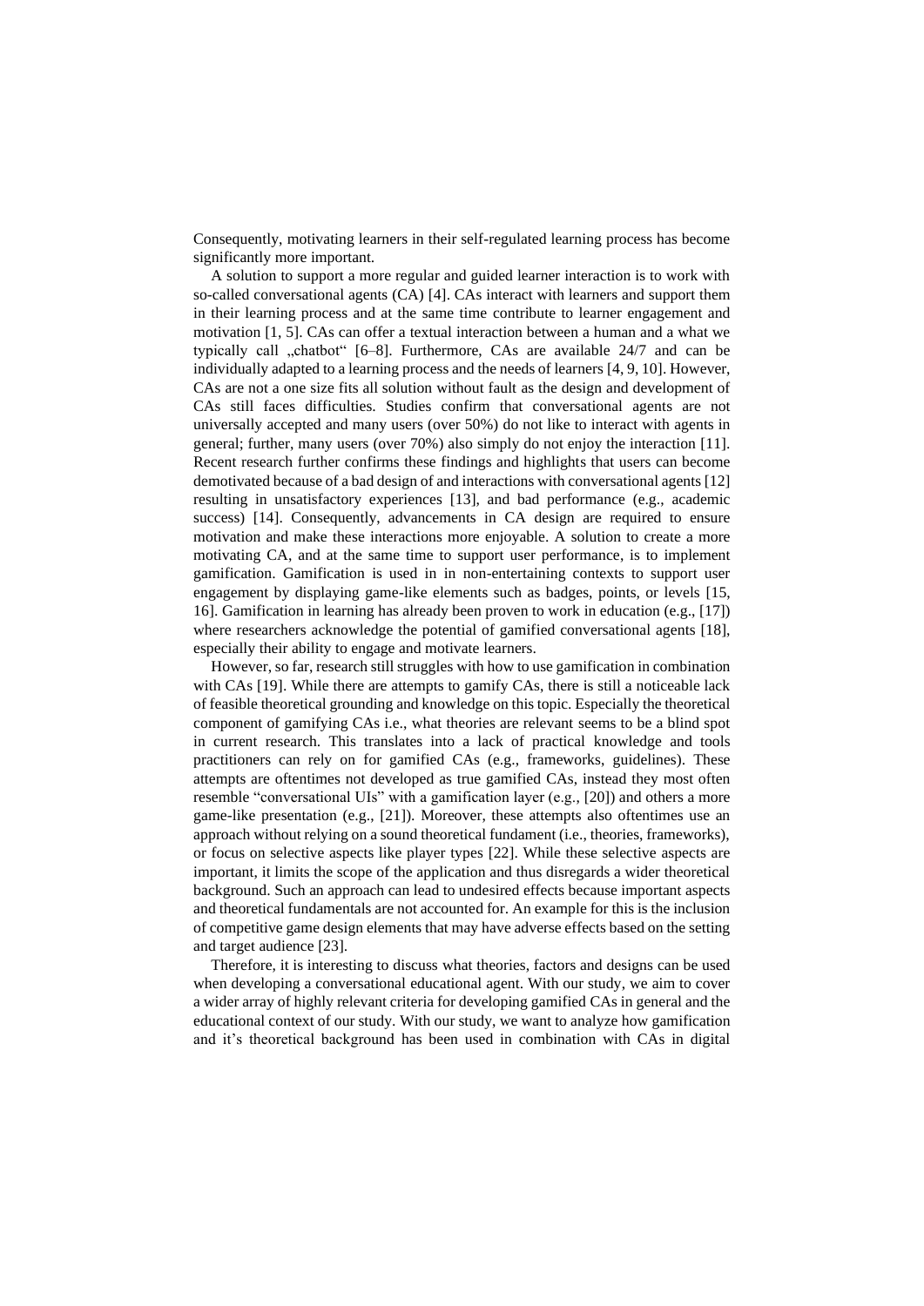Consequently, motivating learners in their self-regulated learning process has become significantly more important.

A solution to support a more regular and guided learner interaction is to work with so-called conversational agents (CA) [4]. CAs interact with learners and support them in their learning process and at the same time contribute to learner engagement and motivation [1, 5]. CAs can offer a textual interaction between a human and a what we typically call „chatbot" [6–8]. Furthermore, CAs are available 24/7 and can be individually adapted to a learning process and the needs of learners [4, 9, 10]. However, CAs are not a one size fits all solution without fault as the design and development of CAs still faces difficulties. Studies confirm that conversational agents are not universally accepted and many users (over 50%) do not like to interact with agents in general; further, many users (over 70%) also simply do not enjoy the interaction [11]. Recent research further confirms these findings and highlights that users can become demotivated because of a bad design of and interactions with conversational agents [12] resulting in unsatisfactory experiences [13], and bad performance (e.g., academic success) [14]. Consequently, advancements in CA design are required to ensure motivation and make these interactions more enjoyable. A solution to create a more motivating CA, and at the same time to support user performance, is to implement gamification. Gamification is used in in non-entertaining contexts to support user engagement by displaying game-like elements such as badges, points, or levels [15, 16]. Gamification in learning has already been proven to work in education (e.g., [17]) where researchers acknowledge the potential of gamified conversational agents [18], especially their ability to engage and motivate learners.

However, so far, research still struggles with how to use gamification in combination with CAs [19]. While there are attempts to gamify CAs, there is still a noticeable lack of feasible theoretical grounding and knowledge on this topic. Especially the theoretical component of gamifying CAs i.e., what theories are relevant seems to be a blind spot in current research. This translates into a lack of practical knowledge and tools practitioners can rely on for gamified CAs (e.g., frameworks, guidelines). These attempts are oftentimes not developed as true gamified CAs, instead they most often resemble "conversational UIs" with a gamification layer (e.g., [20]) and others a more game-like presentation (e.g., [21]). Moreover, these attempts also oftentimes use an approach without relying on a sound theoretical fundament (i.e., theories, frameworks), or focus on selective aspects like player types [22]. While these selective aspects are important, it limits the scope of the application and thus disregards a wider theoretical background. Such an approach can lead to undesired effects because important aspects and theoretical fundamentals are not accounted for. An example for this is the inclusion of competitive game design elements that may have adverse effects based on the setting and target audience [23].

Therefore, it is interesting to discuss what theories, factors and designs can be used when developing a conversational educational agent. With our study, we aim to cover a wider array of highly relevant criteria for developing gamified CAs in general and the educational context of our study. With our study, we want to analyze how gamification and it's theoretical background has been used in combination with CAs in digital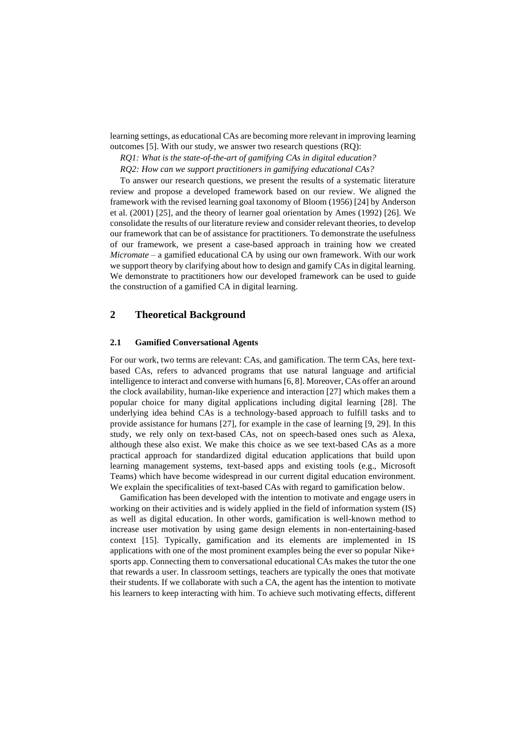learning settings, as educational CAs are becoming more relevant in improving learning outcomes [5]. With our study, we answer two research questions (RQ):

*RQ1: What is the state-of-the-art of gamifying CAs in digital education?*

*RQ2: How can we support practitioners in gamifying educational CAs?*

To answer our research questions, we present the results of a systematic literature review and propose a developed framework based on our review. We aligned the framework with the revised learning goal taxonomy of Bloom (1956) [24] by Anderson et al. (2001) [25], and the theory of learner goal orientation by Ames (1992) [26]. We consolidate the results of our literature review and consider relevant theories, to develop our framework that can be of assistance for practitioners. To demonstrate the usefulness of our framework, we present a case-based approach in training how we created *Micromate* – a gamified educational CA by using our own framework. With our work we support theory by clarifying about how to design and gamify CAs in digital learning. We demonstrate to practitioners how our developed framework can be used to guide the construction of a gamified CA in digital learning.

## 2 Theoretical Background

### 2.1 Gamified Conversational Agents

For our work, two terms are relevant: CAs, and gamification. The term CAs, here text-based CAs, refers to advanced programs that use natural language and artificial intelligence to interact and converse with humans [6, 8]. Moreover, CAs offer an around the clock availability, human-like experience and interaction [27] which makes them a popular choice for many digital applications including digital learning [28]. The underlying idea behind CAs is a technology-based approach to fulfill tasks and to provide assistance for humans [27], for example in the case of learning [9, 29]. In this study, we rely only on text-based CAs, not on speech-based ones such as Alexa, although these also exist. We make this choice as we see text-based CAs as a more practical approach for standardized digital education applications that build upon learning management systems, text-based apps and existing tools (e.g., Microsoft Teams) which have become widespread in our current digital education environment. We explain the specificalities of text-based CAs with regard to gamification below.

Gamification has been developed with the intention to motivate and engage users in working on their activities and is widely applied in the field of information system (IS) as well as digital education. In other words, gamification is well-known method to increase user motivation by using game design elements in non-entertaining-based context [15]. Typically, gamification and its elements are implemented in IS applications with one of the most prominent examples being the ever so popular Nike+ sports app. Connecting them to conversational educational CAs makes the tutor the one that rewards a user. In classroom settings, teachers are typically the ones that motivate their students. If we collaborate with such a CA, the agent has the intention to motivate his learners to keep interacting with him. To achieve such motivating effects, different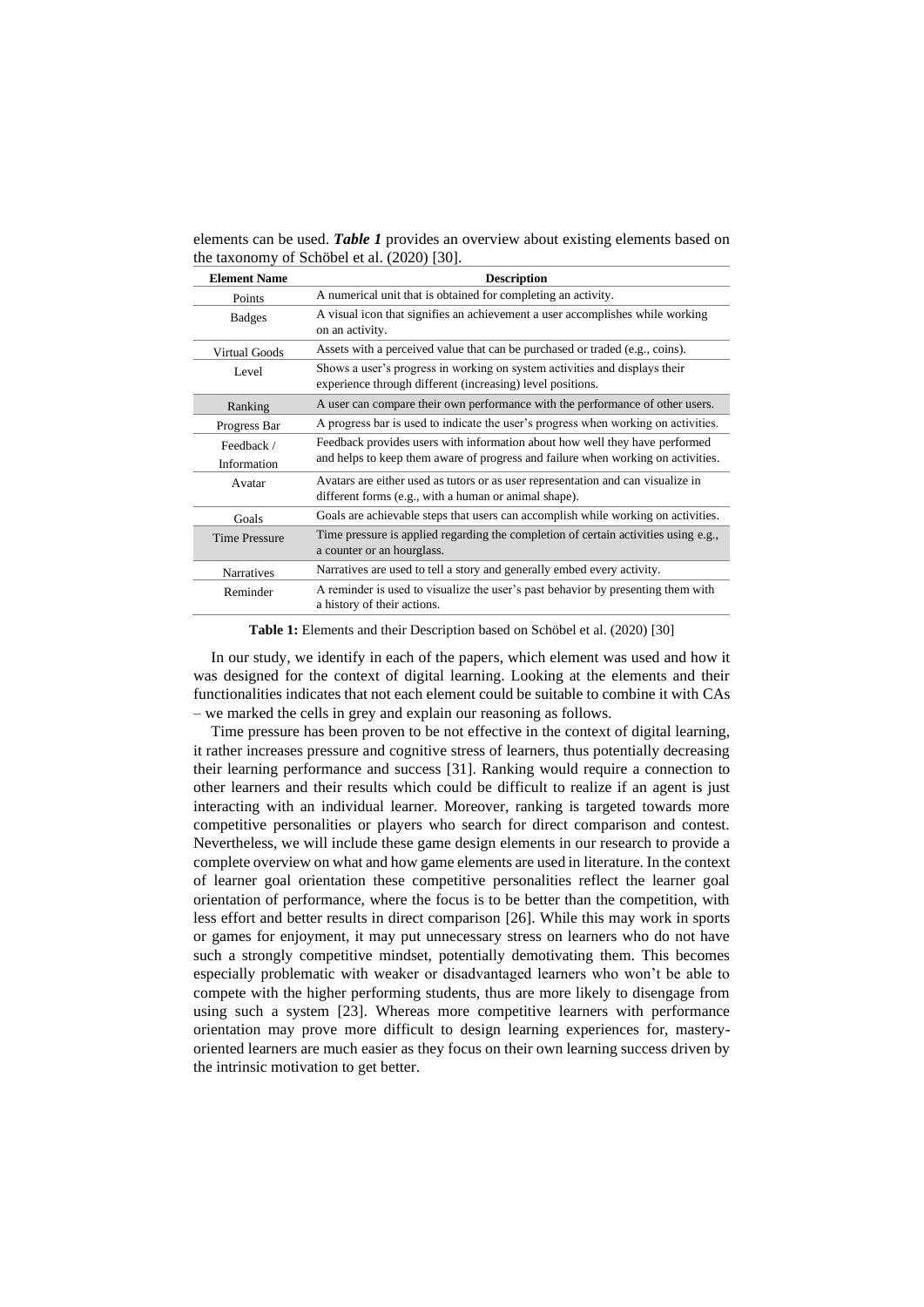elements can be used. ***Table 1*** provides an overview about existing elements based on the taxonomy of Schöbel et al. (2020) [30].

| Element Name | Description |
|---|---|
| Points | A numerical unit that is obtained for completing an activity. |
| Badges | A visual icon that signifies an achievement a user accomplishes while working on an activity. |
| Virtual Goods | Assets with a perceived value that can be purchased or traded (e.g., coins). |
| Level | Shows a user's progress in working on system activities and displays their experience through different (increasing) level positions. |
| Ranking | A user can compare their own performance with the performance of other users. |
| Progress Bar | A progress bar is used to indicate the user's progress when working on activities. |
| Feedback / Information | Feedback provides users with information about how well they have performed and helps to keep them aware of progress and failure when working on activities. |
| Avatar | Avatars are either used as tutors or as user representation and can visualize in different forms (e.g., with a human or animal shape). |
| Goals | Goals are achievable steps that users can accomplish while working on activities. |
| Time Pressure | Time pressure is applied regarding the completion of certain activities using e.g., a counter or an hourglass. |
| Narratives | Narratives are used to tell a story and generally embed every activity. |
| Reminder | A reminder is used to visualize the user's past behavior by presenting them with a history of their actions. |

**Table 1:** Elements and their Description based on Schöbel et al. (2020) [30]

In our study, we identify in each of the papers, which element was used and how it was designed for the context of digital learning. Looking at the elements and their functionalities indicates that not each element could be suitable to combine it with CAs – we marked the cells in grey and explain our reasoning as follows.

Time pressure has been proven to be not effective in the context of digital learning, it rather increases pressure and cognitive stress of learners, thus potentially decreasing their learning performance and success [31]. Ranking would require a connection to other learners and their results which could be difficult to realize if an agent is just interacting with an individual learner. Moreover, ranking is targeted towards more competitive personalities or players who search for direct comparison and contest. Nevertheless, we will include these game design elements in our research to provide a complete overview on what and how game elements are used in literature. In the context of learner goal orientation these competitive personalities reflect the learner goal orientation of performance, where the focus is to be better than the competition, with less effort and better results in direct comparison [26]. While this may work in sports or games for enjoyment, it may put unnecessary stress on learners who do not have such a strongly competitive mindset, potentially demotivating them. This becomes especially problematic with weaker or disadvantaged learners who won't be able to compete with the higher performing students, thus are more likely to disengage from using such a system [23]. Whereas more competitive learners with performance orientation may prove more difficult to design learning experiences for, mastery-oriented learners are much easier as they focus on their own learning success driven by the intrinsic motivation to get better.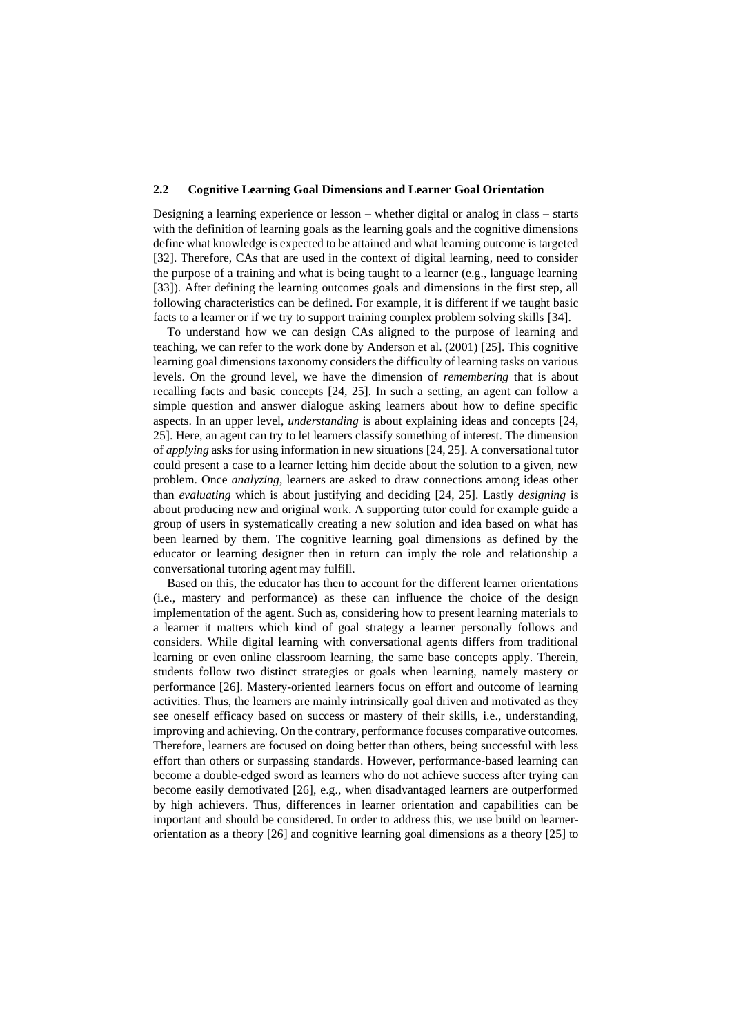## 2.2 Cognitive Learning Goal Dimensions and Learner Goal Orientation

Designing a learning experience or lesson – whether digital or analog in class – starts with the definition of learning goals as the learning goals and the cognitive dimensions define what knowledge is expected to be attained and what learning outcome is targeted [32]. Therefore, CAs that are used in the context of digital learning, need to consider the purpose of a training and what is being taught to a learner (e.g., language learning [33]). After defining the learning outcomes goals and dimensions in the first step, all following characteristics can be defined. For example, it is different if we taught basic facts to a learner or if we try to support training complex problem solving skills [34].

To understand how we can design CAs aligned to the purpose of learning and teaching, we can refer to the work done by Anderson et al. (2001) [25]. This cognitive learning goal dimensions taxonomy considers the difficulty of learning tasks on various levels. On the ground level, we have the dimension of *remembering* that is about recalling facts and basic concepts [24, 25]. In such a setting, an agent can follow a simple question and answer dialogue asking learners about how to define specific aspects. In an upper level, *understanding* is about explaining ideas and concepts [24, 25]. Here, an agent can try to let learners classify something of interest. The dimension of *applying* asks for using information in new situations [24, 25]. A conversational tutor could present a case to a learner letting him decide about the solution to a given, new problem. Once *analyzing*, learners are asked to draw connections among ideas other than *evaluating* which is about justifying and deciding [24, 25]. Lastly *designing* is about producing new and original work. A supporting tutor could for example guide a group of users in systematically creating a new solution and idea based on what has been learned by them. The cognitive learning goal dimensions as defined by the educator or learning designer then in return can imply the role and relationship a conversational tutoring agent may fulfill.

Based on this, the educator has then to account for the different learner orientations (i.e., mastery and performance) as these can influence the choice of the design implementation of the agent. Such as, considering how to present learning materials to a learner it matters which kind of goal strategy a learner personally follows and considers. While digital learning with conversational agents differs from traditional learning or even online classroom learning, the same base concepts apply. Therein, students follow two distinct strategies or goals when learning, namely mastery or performance [26]. Mastery-oriented learners focus on effort and outcome of learning activities. Thus, the learners are mainly intrinsically goal driven and motivated as they see oneself efficacy based on success or mastery of their skills, i.e., understanding, improving and achieving. On the contrary, performance focuses comparative outcomes. Therefore, learners are focused on doing better than others, being successful with less effort than others or surpassing standards. However, performance-based learning can become a double-edged sword as learners who do not achieve success after trying can become easily demotivated [26], e.g., when disadvantaged learners are outperformed by high achievers. Thus, differences in learner orientation and capabilities can be important and should be considered. In order to address this, we use build on learner-orientation as a theory [26] and cognitive learning goal dimensions as a theory [25] to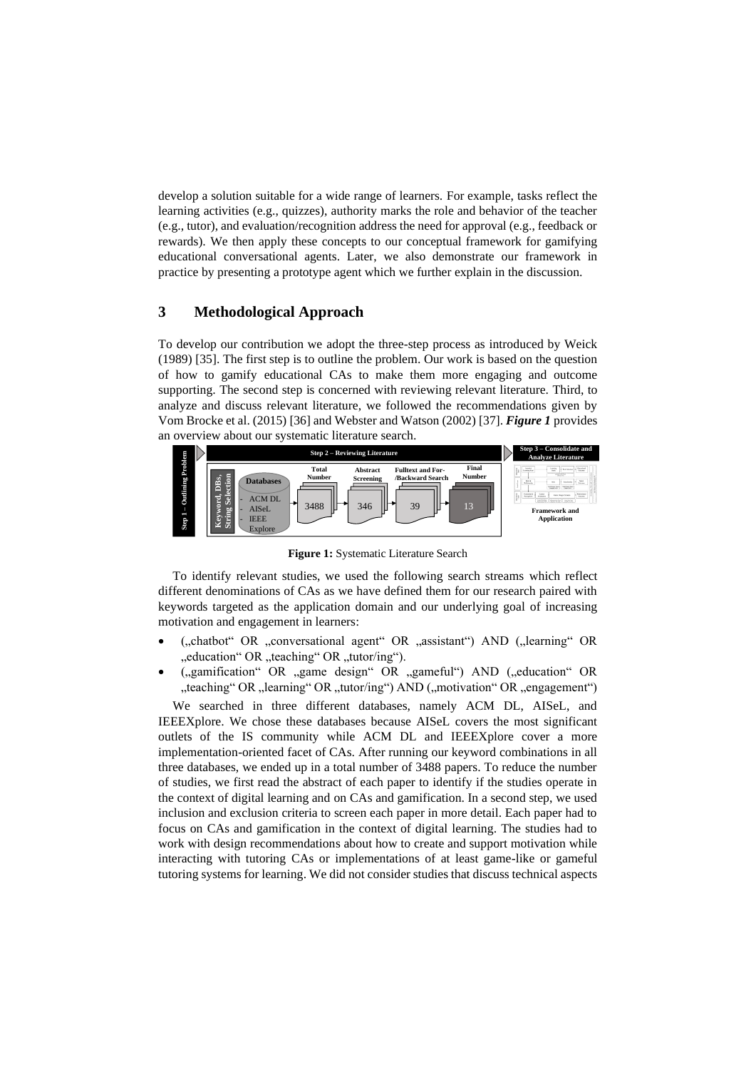develop a solution suitable for a wide range of learners. For example, tasks reflect the learning activities (e.g., quizzes), authority marks the role and behavior of the teacher (e.g., tutor), and evaluation/recognition address the need for approval (e.g., feedback or rewards). We then apply these concepts to our conceptual framework for gamifying educational conversational agents. Later, we also demonstrate our framework in practice by presenting a prototype agent which we further explain in the discussion.

## 3 Methodological Approach

To develop our contribution we adopt the three-step process as introduced by Weick (1989) [35]. The first step is to outline the problem. Our work is based on the question of how to gamify educational CAs to make them more engaging and outcome supporting. The second step is concerned with reviewing relevant literature. Third, to analyze and discuss relevant literature, we followed the recommendations given by Vom Brocke et al. (2015) [36] and Webster and Watson (2002) [37]. ***Figure 1*** provides an overview about our systematic literature search.

Step 1 – Outlining Problem

Step 2 – Reviewing Literature

Keyword, DBs, String Selection

Databases

- ACM DL
- AISeL
- IEEE Explore

Total Number: 3488

Abstract Screening: 346

Fulltext and For-/Backward Search: 39

Final Number: 13

Step 3 – Consolidate and Analyze Literature

Framework and Application

**Figure 1:** Systematic Literature Search

To identify relevant studies, we used the following search streams which reflect different denominations of CAs as we have defined them for our research paired with keywords targeted as the application domain and our underlying goal of increasing motivation and engagement in learners:

- („chatbot" OR „conversational agent" OR „assistant") AND („learning" OR „education" OR „teaching" OR „tutor/ing").
- („gamification" OR „game design" OR „gameful") AND („education" OR „teaching" OR „learning" OR „tutor/ing") AND („motivation" OR „engagement")

We searched in three different databases, namely ACM DL, AISeL, and IEEEXplore. We chose these databases because AISeL covers the most significant outlets of the IS community while ACM DL and IEEEXplore cover a more implementation-oriented facet of CAs. After running our keyword combinations in all three databases, we ended up in a total number of 3488 papers. To reduce the number of studies, we first read the abstract of each paper to identify if the studies operate in the context of digital learning and on CAs and gamification. In a second step, we used inclusion and exclusion criteria to screen each paper in more detail. Each paper had to focus on CAs and gamification in the context of digital learning. The studies had to work with design recommendations about how to create and support motivation while interacting with tutoring CAs or implementations of at least game-like or gameful tutoring systems for learning. We did not consider studies that discuss technical aspects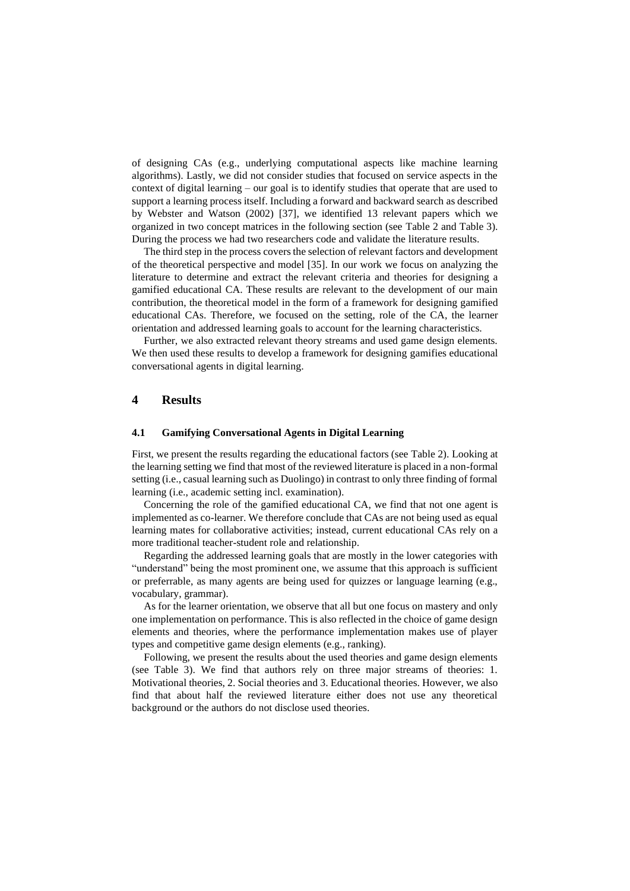of designing CAs (e.g., underlying computational aspects like machine learning algorithms). Lastly, we did not consider studies that focused on service aspects in the context of digital learning – our goal is to identify studies that operate that are used to support a learning process itself. Including a forward and backward search as described by Webster and Watson (2002) [37], we identified 13 relevant papers which we organized in two concept matrices in the following section (see Table 2 and Table 3). During the process we had two researchers code and validate the literature results.

The third step in the process covers the selection of relevant factors and development of the theoretical perspective and model [35]. In our work we focus on analyzing the literature to determine and extract the relevant criteria and theories for designing a gamified educational CA. These results are relevant to the development of our main contribution, the theoretical model in the form of a framework for designing gamified educational CAs. Therefore, we focused on the setting, role of the CA, the learner orientation and addressed learning goals to account for the learning characteristics.

Further, we also extracted relevant theory streams and used game design elements. We then used these results to develop a framework for designing gamifies educational conversational agents in digital learning.

# 4 Results

## 4.1 Gamifying Conversational Agents in Digital Learning

First, we present the results regarding the educational factors (see Table 2). Looking at the learning setting we find that most of the reviewed literature is placed in a non-formal setting (i.e., casual learning such as Duolingo) in contrast to only three finding of formal learning (i.e., academic setting incl. examination).

Concerning the role of the gamified educational CA, we find that not one agent is implemented as co-learner. We therefore conclude that CAs are not being used as equal learning mates for collaborative activities; instead, current educational CAs rely on a more traditional teacher-student role and relationship.

Regarding the addressed learning goals that are mostly in the lower categories with "understand" being the most prominent one, we assume that this approach is sufficient or preferrable, as many agents are being used for quizzes or language learning (e.g., vocabulary, grammar).

As for the learner orientation, we observe that all but one focus on mastery and only one implementation on performance. This is also reflected in the choice of game design elements and theories, where the performance implementation makes use of player types and competitive game design elements (e.g., ranking).

Following, we present the results about the used theories and game design elements (see Table 3). We find that authors rely on three major streams of theories: 1. Motivational theories, 2. Social theories and 3. Educational theories. However, we also find that about half the reviewed literature either does not use any theoretical background or the authors do not disclose used theories.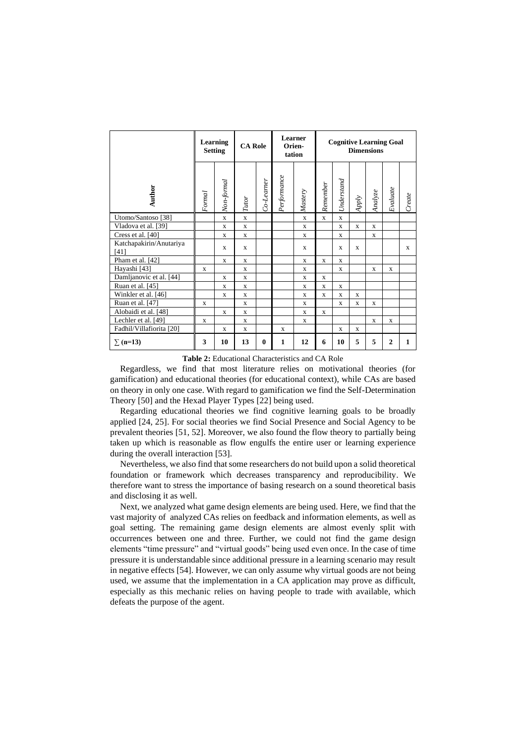| Author | Learning Setting | | CA Role | | Learner Orientation | | Cognitive Learning Goal Dimensions | | | | | |
|---|---|---|---|---|---|---|---|---|---|---|---|---|
| | *Formal* | *Non-formal* | *Tutor* | *Co-Learner* | *Performance* | *Mastery* | *Remember* | *Understand* | *Apply* | *Analyze* | *Evaluate* | *Create* |
| Utomo/Santoso [38] | | x | x | | | x | x | x | | | | |
| Vladova et al. [39] | | x | x | | | x | | x | x | x | | |
| Cress et al. [40] | | x | x | | | x | | x | | x | | |
| Katchapakirin/Anutariya [41] | | x | x | | | x | | x | x | | | x |
| Pham et al. [42] | | x | x | | | x | x | x | | | | |
| Hayashi [43] | x | | x | | | x | | x | | x | x | |
| Damljanovic et al. [44] | | x | x | | | x | x | | | | | |
| Ruan et al. [45] | | x | x | | | x | x | x | | | | |
| Winkler et al. [46] | | x | x | | | x | x | x | x | | | |
| Ruan et al. [47] | x | | x | | | x | | x | x | x | | |
| Alobaidi et al. [48] | | x | x | | | x | x | | | | | |
| Lechler et al. [49] | x | | x | | | x | | | | x | x | |
| Fadhil/Villafiorita [20] | | x | x | | x | | | x | x | | | |
| **∑ (n=13)** | **3** | **10** | **13** | **0** | **1** | **12** | **6** | **10** | **5** | **5** | **2** | **1** |

**Table 2:** Educational Characteristics and CA Role

Regardless, we find that most literature relies on motivational theories (for gamification) and educational theories (for educational context), while CAs are based on theory in only one case. With regard to gamification we find the Self-Determination Theory [50] and the Hexad Player Types [22] being used.

Regarding educational theories we find cognitive learning goals to be broadly applied [24, 25]. For social theories we find Social Presence and Social Agency to be prevalent theories [51, 52]. Moreover, we also found the flow theory to partially being taken up which is reasonable as flow engulfs the entire user or learning experience during the overall interaction [53].

Nevertheless, we also find that some researchers do not build upon a solid theoretical foundation or framework which decreases transparency and reproducibility. We therefore want to stress the importance of basing research on a sound theoretical basis and disclosing it as well.

Next, we analyzed what game design elements are being used. Here, we find that the vast majority of analyzed CAs relies on feedback and information elements, as well as goal setting. The remaining game design elements are almost evenly split with occurrences between one and three. Further, we could not find the game design elements "time pressure" and "virtual goods" being used even once. In the case of time pressure it is understandable since additional pressure in a learning scenario may result in negative effects [54]. However, we can only assume why virtual goods are not being used, we assume that the implementation in a CA application may prove as difficult, especially as this mechanic relies on having people to trade with available, which defeats the purpose of the agent.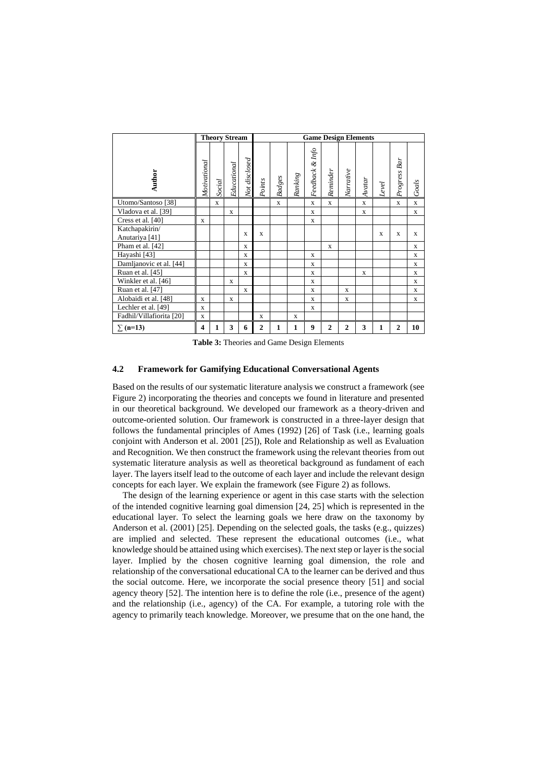| Author | Theory Stream | | | | Game Design Elements | | | | | | | | | |
|---|---|---|---|---|---|---|---|---|---|---|---|---|---|---|
| | *Motivational* | *Social* | *Educational* | *Not disclosed* | *Points* | *Badges* | *Ranking* | *Feedback & Info* | *Reminder* | *Narrative* | *Avatar* | *Level* | *Progress Bar* | *Goals* |
| Utomo/Santoso [38] | | x | | | | x | | x | x | | x | | x | x |
| Vladova et al. [39] | | | x | | | | | x | | | x | | | x |
| Cress et al. [40] | x | | | | | | | x | | | | | | |
| Katchapakirin/ Anutariya [41] | | | | x | x | | | | | | | x | x | x |
| Pham et al. [42] | | | | x | | | | | x | | | | | x |
| Hayashi [43] | | | | x | | | | x | | | | | | x |
| Damljanovic et al. [44] | | | | x | | | | x | | | | | | x |
| Ruan et al. [45] | | | | x | | | | x | | | x | | | x |
| Winkler et al. [46] | | | x | | | | | x | | | | | | x |
| Ruan et al. [47] | | | | x | | | | x | | x | | | | x |
| Alobaidi et al. [48] | x | | x | | | | | x | | x | | | | x |
| Lechler et al. [49] | x | | | | | | | x | | | | | | |
| Fadhil/Villafiorita [20] | x | | | | x | | x | | | | | | | |
| **∑ (n=13)** | **4** | **1** | **3** | **6** | **2** | **1** | **1** | **9** | **2** | **2** | **3** | **1** | **2** | **10** |

**Table 3:** Theories and Game Design Elements

### 4.2 Framework for Gamifying Educational Conversational Agents

Based on the results of our systematic literature analysis we construct a framework (see Figure 2) incorporating the theories and concepts we found in literature and presented in our theoretical background. We developed our framework as a theory-driven and outcome-oriented solution. Our framework is constructed in a three-layer design that follows the fundamental principles of Ames (1992) [26] of Task (i.e., learning goals conjoint with Anderson et al. 2001 [25]), Role and Relationship as well as Evaluation and Recognition. We then construct the framework using the relevant theories from out systematic literature analysis as well as theoretical background as fundament of each layer. The layers itself lead to the outcome of each layer and include the relevant design concepts for each layer. We explain the framework (see Figure 2) as follows.

The design of the learning experience or agent in this case starts with the selection of the intended cognitive learning goal dimension [24, 25] which is represented in the educational layer. To select the learning goals we here draw on the taxonomy by Anderson et al. (2001) [25]. Depending on the selected goals, the tasks (e.g., quizzes) are implied and selected. These represent the educational outcomes (i.e., what knowledge should be attained using which exercises). The next step or layer is the social layer. Implied by the chosen cognitive learning goal dimension, the role and relationship of the conversational educational CA to the learner can be derived and thus the social outcome. Here, we incorporate the social presence theory [51] and social agency theory [52]. The intention here is to define the role (i.e., presence of the agent) and the relationship (i.e., agency) of the CA. For example, a tutoring role with the agency to primarily teach knowledge. Moreover, we presume that on the one hand, the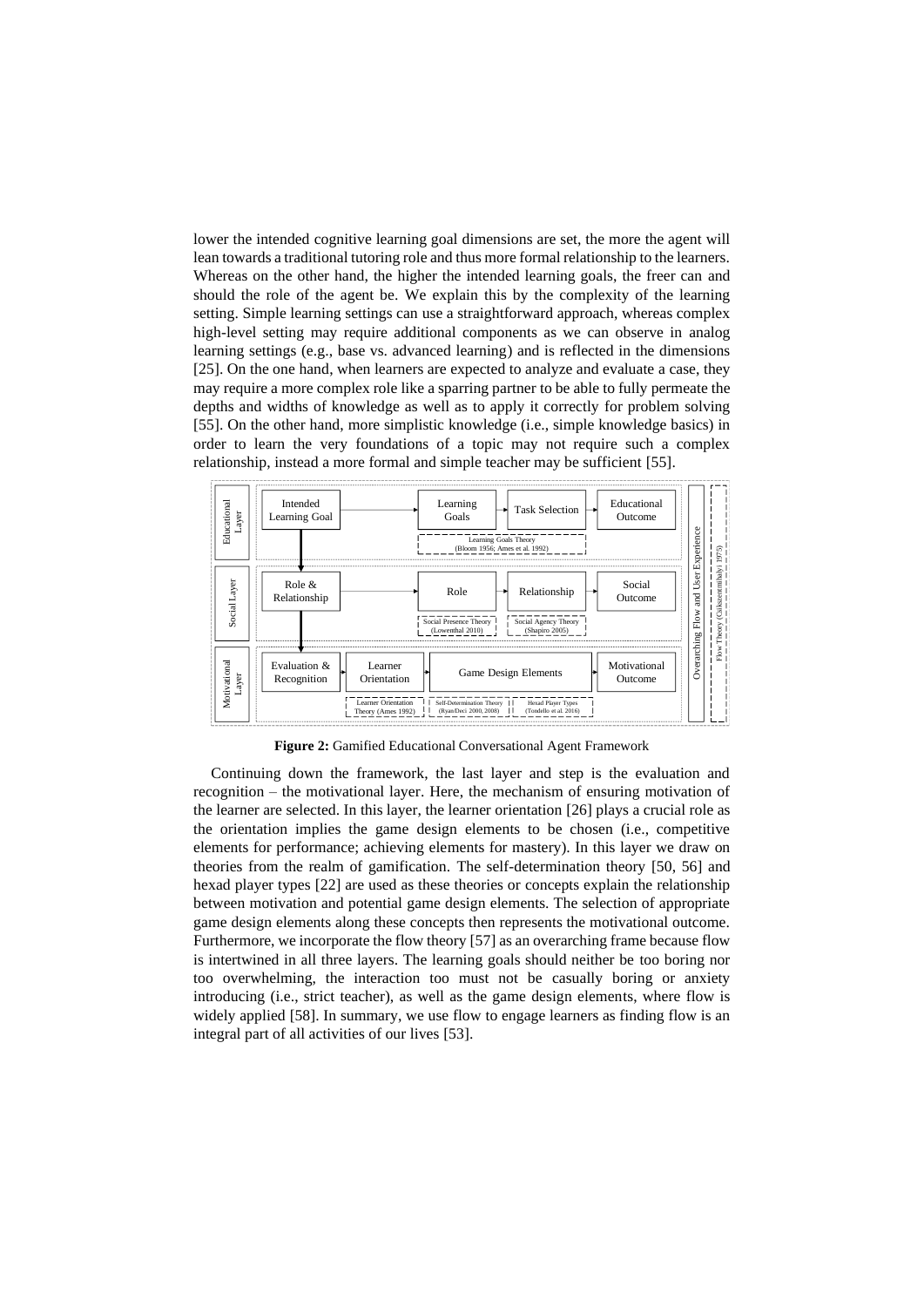lower the intended cognitive learning goal dimensions are set, the more the agent will lean towards a traditional tutoring role and thus more formal relationship to the learners. Whereas on the other hand, the higher the intended learning goals, the freer can and should the role of the agent be. We explain this by the complexity of the learning setting. Simple learning settings can use a straightforward approach, whereas complex high-level setting may require additional components as we can observe in analog learning settings (e.g., base vs. advanced learning) and is reflected in the dimensions [25]. On the one hand, when learners are expected to analyze and evaluate a case, they may require a more complex role like a sparring partner to be able to fully permeate the depths and widths of knowledge as well as to apply it correctly for problem solving [55]. On the other hand, more simplistic knowledge (i.e., simple knowledge basics) in order to learn the very foundations of a topic may not require such a complex relationship, instead a more formal and simple teacher may be sufficient [55].

Educational Layer
Intended Learning Goal
Learning Goals
Task Selection
Educational Outcome
Learning Goals Theory (Bloom 1956; Ames et al. 1992)

Social Layer
Role & Relationship
Role
Relationship
Social Outcome
Social Presence Theory (Lowenthal 2010)
Social Agency Theory (Shapiro 2005)

Motivational Layer
Evaluation & Recognition
Learner Orientation
Game Design Elements
Motivational Outcome
Learner Orientation Theory (Ames 1992)
Self-Determination Theory (Ryan/Deci 2000, 2008)
Hexad Player Types (Tondello et al. 2016)

Overarching Flow and User Experience
Flow Theory (Csikszentmihalyi 1975)

**Figure 2:** Gamified Educational Conversational Agent Framework

Continuing down the framework, the last layer and step is the evaluation and recognition – the motivational layer. Here, the mechanism of ensuring motivation of the learner are selected. In this layer, the learner orientation [26] plays a crucial role as the orientation implies the game design elements to be chosen (i.e., competitive elements for performance; achieving elements for mastery). In this layer we draw on theories from the realm of gamification. The self-determination theory [50, 56] and hexad player types [22] are used as these theories or concepts explain the relationship between motivation and potential game design elements. The selection of appropriate game design elements along these concepts then represents the motivational outcome. Furthermore, we incorporate the flow theory [57] as an overarching frame because flow is intertwined in all three layers. The learning goals should neither be too boring nor too overwhelming, the interaction too must not be casually boring or anxiety introducing (i.e., strict teacher), as well as the game design elements, where flow is widely applied [58]. In summary, we use flow to engage learners as finding flow is an integral part of all activities of our lives [53].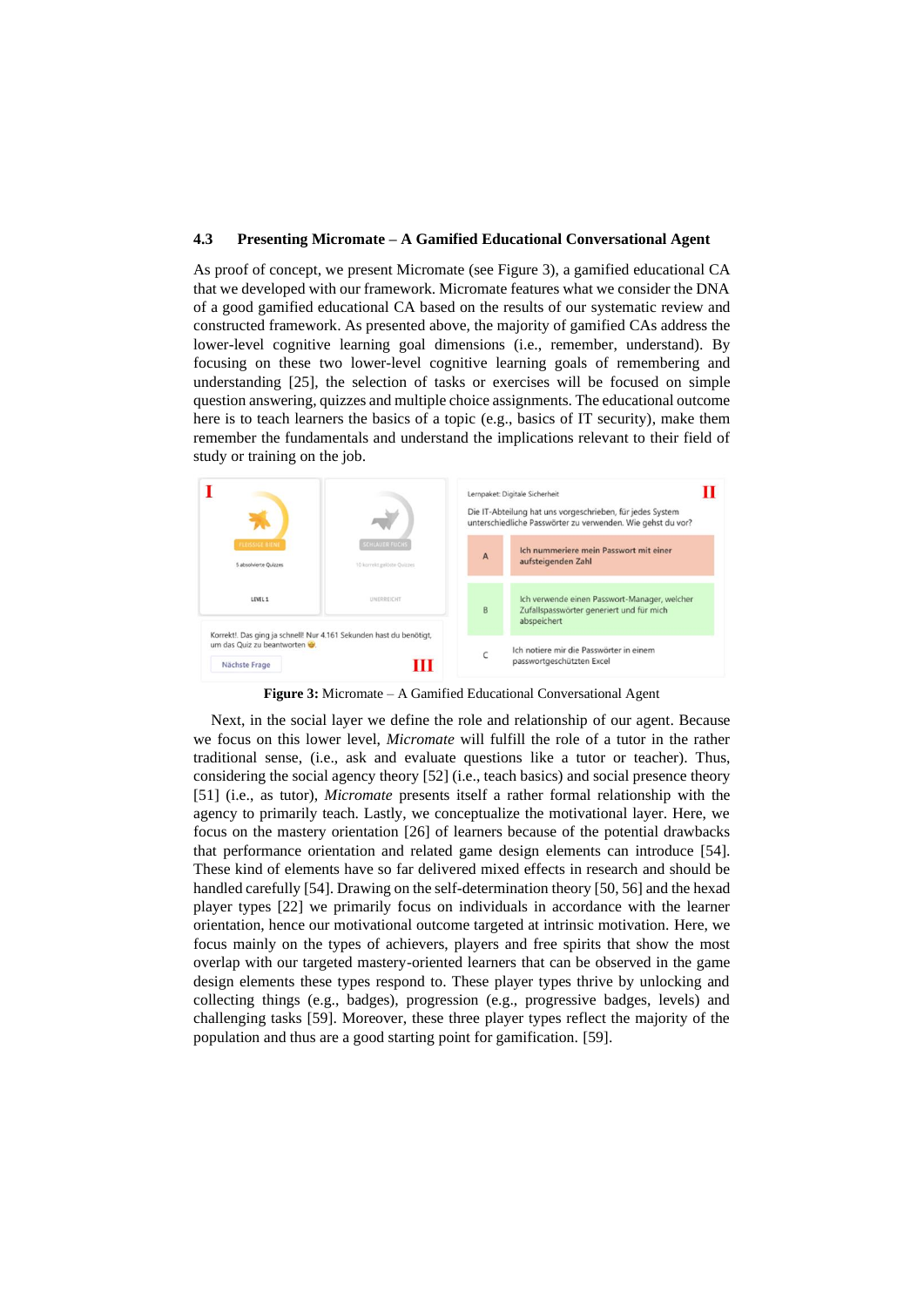### 4.3 Presenting Micromate – A Gamified Educational Conversational Agent

As proof of concept, we present Micromate (see Figure 3), a gamified educational CA that we developed with our framework. Micromate features what we consider the DNA of a good gamified educational CA based on the results of our systematic review and constructed framework. As presented above, the majority of gamified CAs address the lower-level cognitive learning goal dimensions (i.e., remember, understand). By focusing on these two lower-level cognitive learning goals of remembering and understanding [25], the selection of tasks or exercises will be focused on simple question answering, quizzes and multiple choice assignments. The educational outcome here is to teach learners the basics of a topic (e.g., basics of IT security), make them remember the fundamentals and understand the implications relevant to their field of study or training on the job.

I

FLEISSIGE BIENE

5 absolvierte Quizzes

LEVEL 1

SCHLAUER FUCHS

10 korrekt gelöste Quizzes

UNERREICHT

Korrekt!. Das ging ja schnell! Nur 4.161 Sekunden hast du benötigt, um das Quiz zu beantworten.

Nächste Frage

III

Lernpaket: Digitale Sicherheit

II

Die IT-Abteilung hat uns vorgeschrieben, für jedes System unterschiedliche Passwörter zu verwenden. Wie gehst du vor?

A Ich nummeriere mein Passwort mit einer aufsteigenden Zahl

B Ich verwende einen Passwort-Manager, welcher Zufallspasswörter generiert und für mich abspeichert

C Ich notiere mir die Passwörter in einem passwortgeschützten Excel

**Figure 3:** Micromate – A Gamified Educational Conversational Agent

Next, in the social layer we define the role and relationship of our agent. Because we focus on this lower level, *Micromate* will fulfill the role of a tutor in the rather traditional sense, (i.e., ask and evaluate questions like a tutor or teacher). Thus, considering the social agency theory [52] (i.e., teach basics) and social presence theory [51] (i.e., as tutor), *Micromate* presents itself a rather formal relationship with the agency to primarily teach. Lastly, we conceptualize the motivational layer. Here, we focus on the mastery orientation [26] of learners because of the potential drawbacks that performance orientation and related game design elements can introduce [54]. These kind of elements have so far delivered mixed effects in research and should be handled carefully [54]. Drawing on the self-determination theory [50, 56] and the hexad player types [22] we primarily focus on individuals in accordance with the learner orientation, hence our motivational outcome targeted at intrinsic motivation. Here, we focus mainly on the types of achievers, players and free spirits that show the most overlap with our targeted mastery-oriented learners that can be observed in the game design elements these types respond to. These player types thrive by unlocking and collecting things (e.g., badges), progression (e.g., progressive badges, levels) and challenging tasks [59]. Moreover, these three player types reflect the majority of the population and thus are a good starting point for gamification. [59].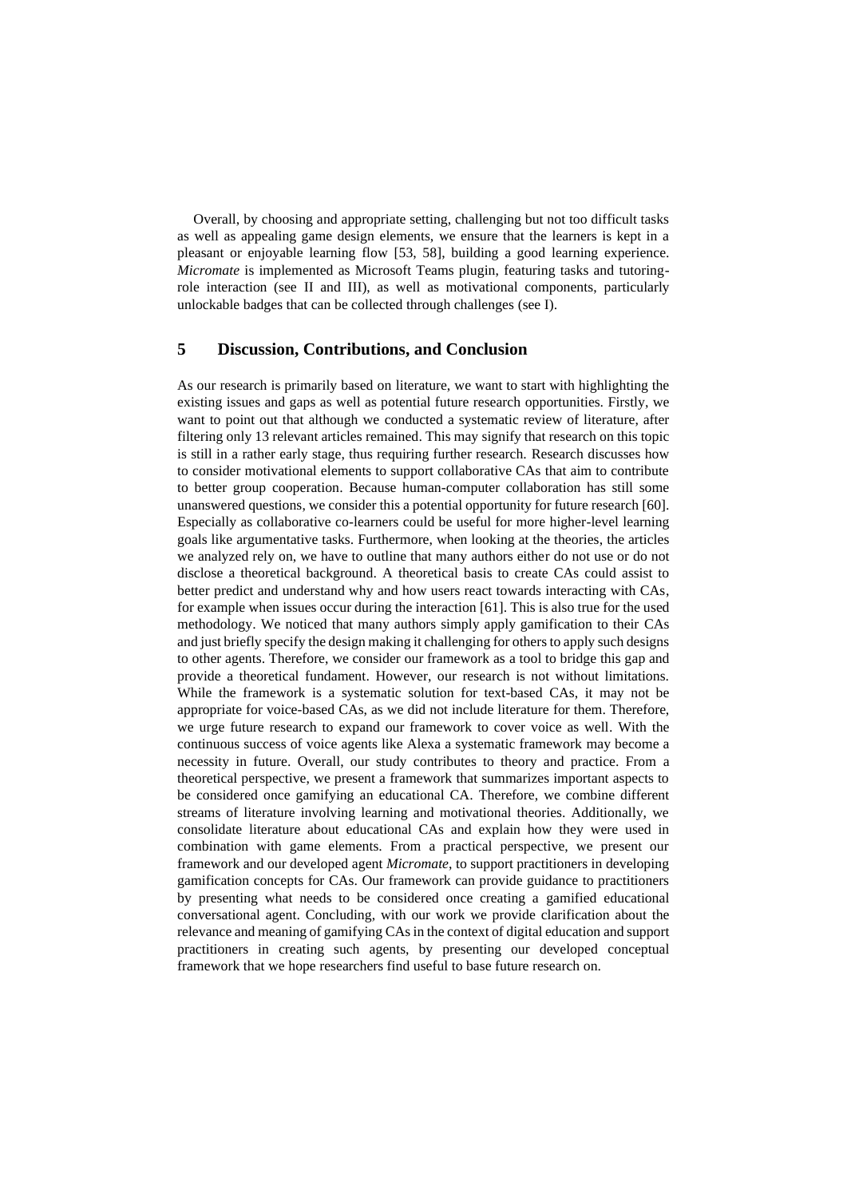Overall, by choosing and appropriate setting, challenging but not too difficult tasks as well as appealing game design elements, we ensure that the learners is kept in a pleasant or enjoyable learning flow [53, 58], building a good learning experience. *Micromate* is implemented as Microsoft Teams plugin, featuring tasks and tutoring-role interaction (see II and III), as well as motivational components, particularly unlockable badges that can be collected through challenges (see I).

## 5 Discussion, Contributions, and Conclusion

As our research is primarily based on literature, we want to start with highlighting the existing issues and gaps as well as potential future research opportunities. Firstly, we want to point out that although we conducted a systematic review of literature, after filtering only 13 relevant articles remained. This may signify that research on this topic is still in a rather early stage, thus requiring further research. Research discusses how to consider motivational elements to support collaborative CAs that aim to contribute to better group cooperation. Because human-computer collaboration has still some unanswered questions, we consider this a potential opportunity for future research [60]. Especially as collaborative co-learners could be useful for more higher-level learning goals like argumentative tasks. Furthermore, when looking at the theories, the articles we analyzed rely on, we have to outline that many authors either do not use or do not disclose a theoretical background. A theoretical basis to create CAs could assist to better predict and understand why and how users react towards interacting with CAs, for example when issues occur during the interaction [61]. This is also true for the used methodology. We noticed that many authors simply apply gamification to their CAs and just briefly specify the design making it challenging for others to apply such designs to other agents. Therefore, we consider our framework as a tool to bridge this gap and provide a theoretical fundament. However, our research is not without limitations. While the framework is a systematic solution for text-based CAs, it may not be appropriate for voice-based CAs, as we did not include literature for them. Therefore, we urge future research to expand our framework to cover voice as well. With the continuous success of voice agents like Alexa a systematic framework may become a necessity in future. Overall, our study contributes to theory and practice. From a theoretical perspective, we present a framework that summarizes important aspects to be considered once gamifying an educational CA. Therefore, we combine different streams of literature involving learning and motivational theories. Additionally, we consolidate literature about educational CAs and explain how they were used in combination with game elements. From a practical perspective, we present our framework and our developed agent *Micromate*, to support practitioners in developing gamification concepts for CAs. Our framework can provide guidance to practitioners by presenting what needs to be considered once creating a gamified educational conversational agent. Concluding, with our work we provide clarification about the relevance and meaning of gamifying CAs in the context of digital education and support practitioners in creating such agents, by presenting our developed conceptual framework that we hope researchers find useful to base future research on.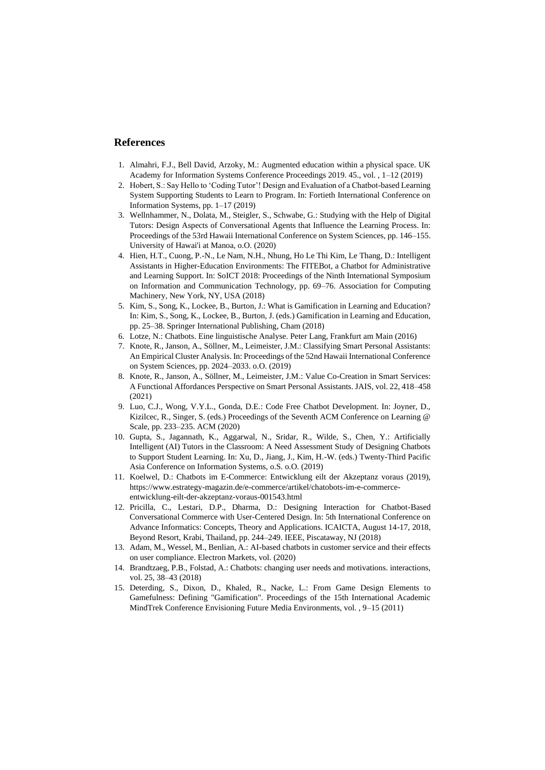## References

1. Almahri, F.J., Bell David, Arzoky, M.: Augmented education within a physical space. UK Academy for Information Systems Conference Proceedings 2019. 45., vol. , 1–12 (2019)
2. Hobert, S.: Say Hello to 'Coding Tutor'! Design and Evaluation of a Chatbot-based Learning System Supporting Students to Learn to Program. In: Fortieth International Conference on Information Systems, pp. 1–17 (2019)
3. Wellnhammer, N., Dolata, M., Steigler, S., Schwabe, G.: Studying with the Help of Digital Tutors: Design Aspects of Conversational Agents that Influence the Learning Process. In: Proceedings of the 53rd Hawaii International Conference on System Sciences, pp. 146–155. University of Hawai'i at Manoa, o.O. (2020)
4. Hien, H.T., Cuong, P.-N., Le Nam, N.H., Nhung, Ho Le Thi Kim, Le Thang, D.: Intelligent Assistants in Higher-Education Environments: The FITEBot, a Chatbot for Administrative and Learning Support. In: SoICT 2018: Proceedings of the Ninth International Symposium on Information and Communication Technology, pp. 69–76. Association for Computing Machinery, New York, NY, USA (2018)
5. Kim, S., Song, K., Lockee, B., Burton, J.: What is Gamification in Learning and Education? In: Kim, S., Song, K., Lockee, B., Burton, J. (eds.) Gamification in Learning and Education, pp. 25–38. Springer International Publishing, Cham (2018)
6. Lotze, N.: Chatbots. Eine linguistische Analyse. Peter Lang, Frankfurt am Main (2016)
7. Knote, R., Janson, A., Söllner, M., Leimeister, J.M.: Classifying Smart Personal Assistants: An Empirical Cluster Analysis. In: Proceedings of the 52nd Hawaii International Conference on System Sciences, pp. 2024–2033. o.O. (2019)
8. Knote, R., Janson, A., Söllner, M., Leimeister, J.M.: Value Co-Creation in Smart Services: A Functional Affordances Perspective on Smart Personal Assistants. JAIS, vol. 22, 418–458 (2021)
9. Luo, C.J., Wong, V.Y.L., Gonda, D.E.: Code Free Chatbot Development. In: Joyner, D., Kizilcec, R., Singer, S. (eds.) Proceedings of the Seventh ACM Conference on Learning @ Scale, pp. 233–235. ACM (2020)
10. Gupta, S., Jagannath, K., Aggarwal, N., Sridar, R., Wilde, S., Chen, Y.: Artificially Intelligent (AI) Tutors in the Classroom: A Need Assessment Study of Designing Chatbots to Support Student Learning. In: Xu, D., Jiang, J., Kim, H.-W. (eds.) Twenty-Third Pacific Asia Conference on Information Systems, o.S. o.O. (2019)
11. Koelwel, D.: Chatbots im E-Commerce: Entwicklung eilt der Akzeptanz voraus (2019), https://www.estrategy-magazin.de/e-commerce/artikel/chatobots-im-e-commerce-entwicklung-eilt-der-akzeptanz-voraus-001543.html
12. Pricilla, C., Lestari, D.P., Dharma, D.: Designing Interaction for Chatbot-Based Conversational Commerce with User-Centered Design. In: 5th International Conference on Advance Informatics: Concepts, Theory and Applications. ICAICTA, August 14-17, 2018, Beyond Resort, Krabi, Thailand, pp. 244–249. IEEE, Piscataway, NJ (2018)
13. Adam, M., Wessel, M., Benlian, A.: AI-based chatbots in customer service and their effects on user compliance. Electron Markets, vol. (2020)
14. Brandtzaeg, P.B., Folstad, A.: Chatbots: changing user needs and motivations. interactions, vol. 25, 38–43 (2018)
15. Deterding, S., Dixon, D., Khaled, R., Nacke, L.: From Game Design Elements to Gamefulness: Defining "Gamification". Proceedings of the 15th International Academic MindTrek Conference Envisioning Future Media Environments, vol. , 9–15 (2011)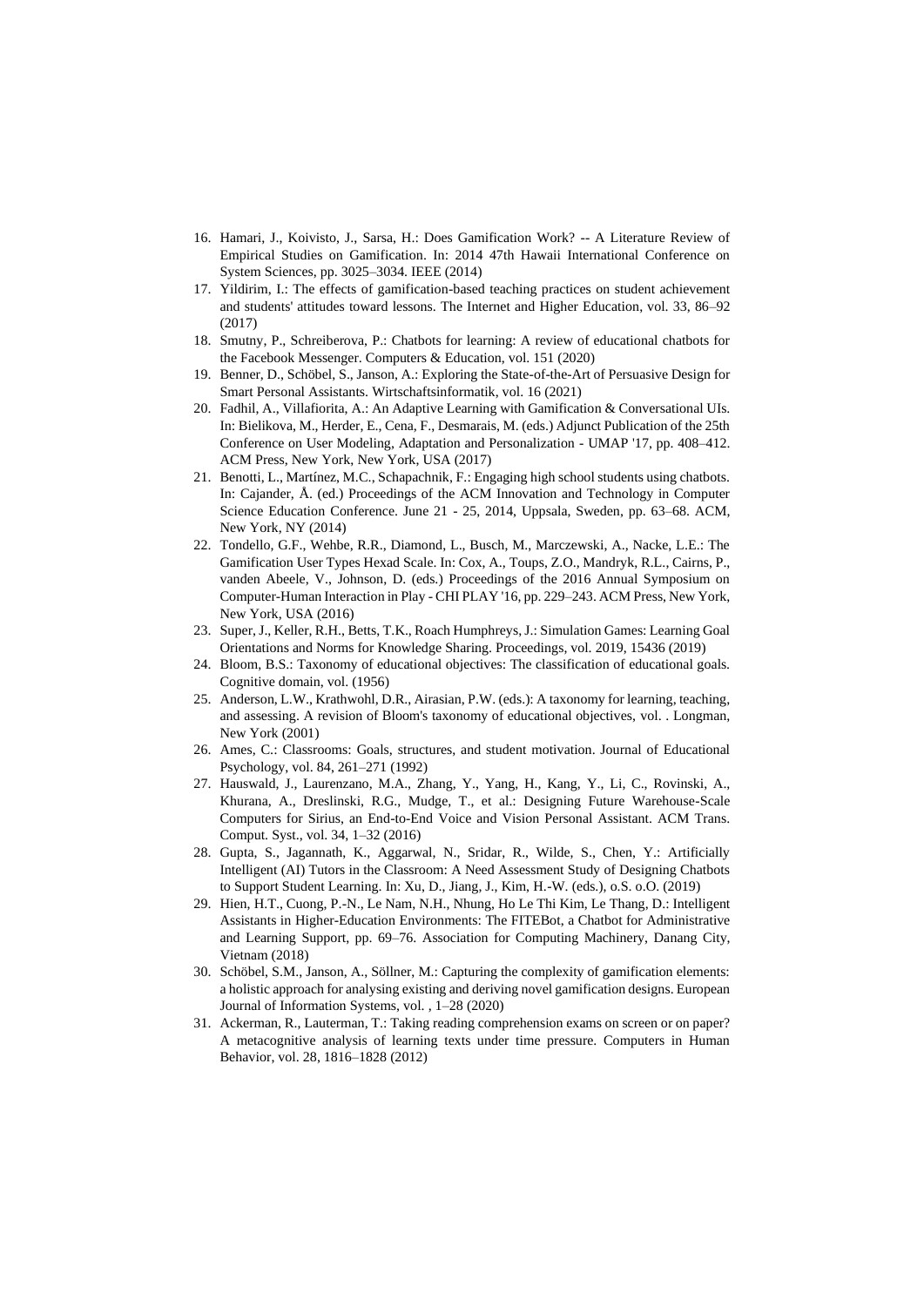16. Hamari, J., Koivisto, J., Sarsa, H.: Does Gamification Work? -- A Literature Review of Empirical Studies on Gamification. In: 2014 47th Hawaii International Conference on System Sciences, pp. 3025–3034. IEEE (2014)
17. Yildirim, I.: The effects of gamification-based teaching practices on student achievement and students' attitudes toward lessons. The Internet and Higher Education, vol. 33, 86–92 (2017)
18. Smutny, P., Schreiberova, P.: Chatbots for learning: A review of educational chatbots for the Facebook Messenger. Computers & Education, vol. 151 (2020)
19. Benner, D., Schöbel, S., Janson, A.: Exploring the State-of-the-Art of Persuasive Design for Smart Personal Assistants. Wirtschaftsinformatik, vol. 16 (2021)
20. Fadhil, A., Villafiorita, A.: An Adaptive Learning with Gamification & Conversational UIs. In: Bielikova, M., Herder, E., Cena, F., Desmarais, M. (eds.) Adjunct Publication of the 25th Conference on User Modeling, Adaptation and Personalization - UMAP '17, pp. 408–412. ACM Press, New York, New York, USA (2017)
21. Benotti, L., Martínez, M.C., Schapachnik, F.: Engaging high school students using chatbots. In: Cajander, Å. (ed.) Proceedings of the ACM Innovation and Technology in Computer Science Education Conference. June 21 - 25, 2014, Uppsala, Sweden, pp. 63–68. ACM, New York, NY (2014)
22. Tondello, G.F., Wehbe, R.R., Diamond, L., Busch, M., Marczewski, A., Nacke, L.E.: The Gamification User Types Hexad Scale. In: Cox, A., Toups, Z.O., Mandryk, R.L., Cairns, P., vanden Abeele, V., Johnson, D. (eds.) Proceedings of the 2016 Annual Symposium on Computer-Human Interaction in Play - CHI PLAY '16, pp. 229–243. ACM Press, New York, New York, USA (2016)
23. Super, J., Keller, R.H., Betts, T.K., Roach Humphreys, J.: Simulation Games: Learning Goal Orientations and Norms for Knowledge Sharing. Proceedings, vol. 2019, 15436 (2019)
24. Bloom, B.S.: Taxonomy of educational objectives: The classification of educational goals. Cognitive domain, vol. (1956)
25. Anderson, L.W., Krathwohl, D.R., Airasian, P.W. (eds.): A taxonomy for learning, teaching, and assessing. A revision of Bloom's taxonomy of educational objectives, vol. . Longman, New York (2001)
26. Ames, C.: Classrooms: Goals, structures, and student motivation. Journal of Educational Psychology, vol. 84, 261–271 (1992)
27. Hauswald, J., Laurenzano, M.A., Zhang, Y., Yang, H., Kang, Y., Li, C., Rovinski, A., Khurana, A., Dreslinski, R.G., Mudge, T., et al.: Designing Future Warehouse-Scale Computers for Sirius, an End-to-End Voice and Vision Personal Assistant. ACM Trans. Comput. Syst., vol. 34, 1–32 (2016)
28. Gupta, S., Jagannath, K., Aggarwal, N., Sridar, R., Wilde, S., Chen, Y.: Artificially Intelligent (AI) Tutors in the Classroom: A Need Assessment Study of Designing Chatbots to Support Student Learning. In: Xu, D., Jiang, J., Kim, H.-W. (eds.), o.S. o.O. (2019)
29. Hien, H.T., Cuong, P.-N., Le Nam, N.H., Nhung, Ho Le Thi Kim, Le Thang, D.: Intelligent Assistants in Higher-Education Environments: The FITEBot, a Chatbot for Administrative and Learning Support, pp. 69–76. Association for Computing Machinery, Danang City, Vietnam (2018)
30. Schöbel, S.M., Janson, A., Söllner, M.: Capturing the complexity of gamification elements: a holistic approach for analysing existing and deriving novel gamification designs. European Journal of Information Systems, vol. , 1–28 (2020)
31. Ackerman, R., Lauterman, T.: Taking reading comprehension exams on screen or on paper? A metacognitive analysis of learning texts under time pressure. Computers in Human Behavior, vol. 28, 1816–1828 (2012)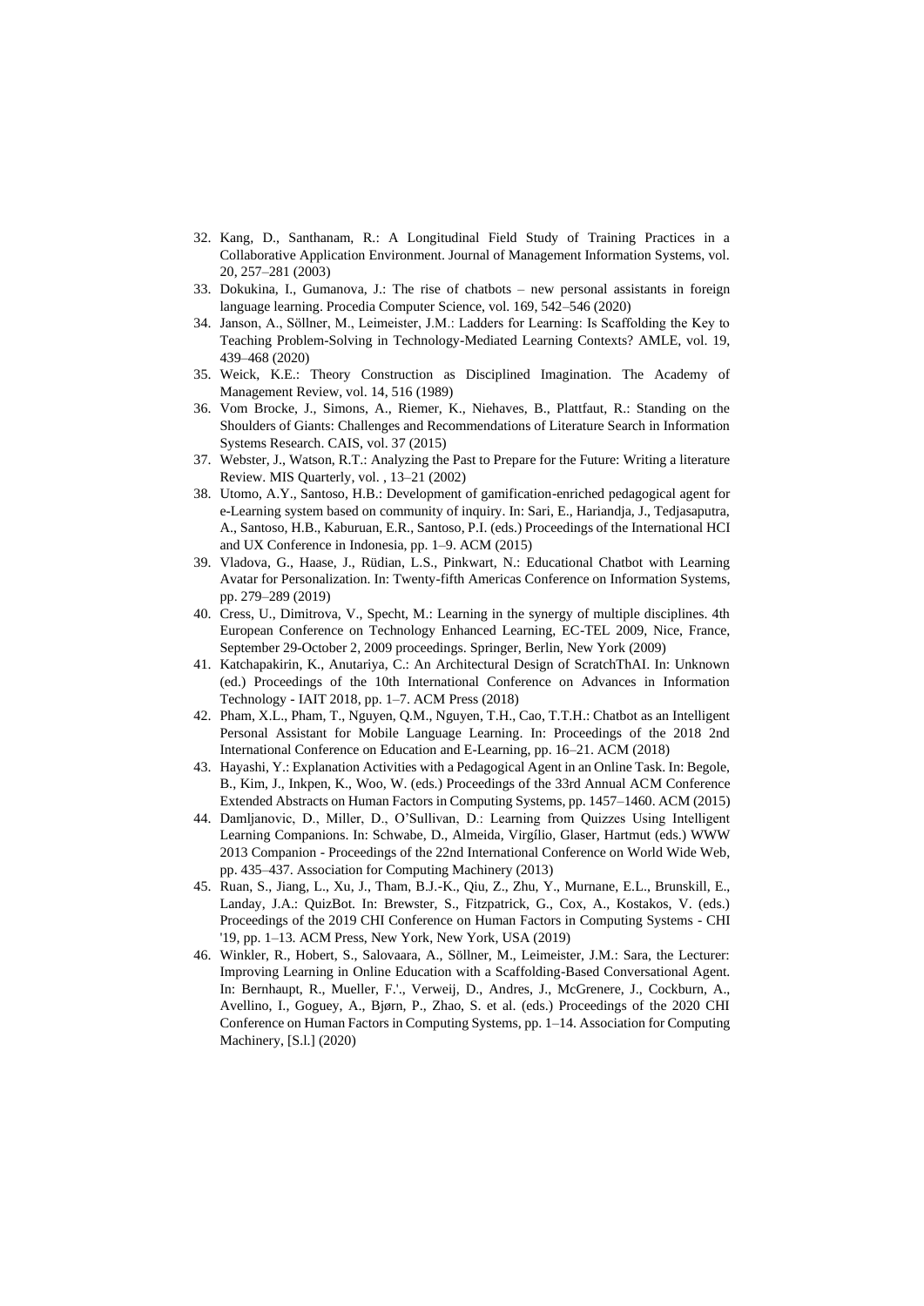32. Kang, D., Santhanam, R.: A Longitudinal Field Study of Training Practices in a Collaborative Application Environment. Journal of Management Information Systems, vol. 20, 257–281 (2003)
33. Dokukina, I., Gumanova, J.: The rise of chatbots – new personal assistants in foreign language learning. Procedia Computer Science, vol. 169, 542–546 (2020)
34. Janson, A., Söllner, M., Leimeister, J.M.: Ladders for Learning: Is Scaffolding the Key to Teaching Problem-Solving in Technology-Mediated Learning Contexts? AMLE, vol. 19, 439–468 (2020)
35. Weick, K.E.: Theory Construction as Disciplined Imagination. The Academy of Management Review, vol. 14, 516 (1989)
36. Vom Brocke, J., Simons, A., Riemer, K., Niehaves, B., Plattfaut, R.: Standing on the Shoulders of Giants: Challenges and Recommendations of Literature Search in Information Systems Research. CAIS, vol. 37 (2015)
37. Webster, J., Watson, R.T.: Analyzing the Past to Prepare for the Future: Writing a literature Review. MIS Quarterly, vol. , 13–21 (2002)
38. Utomo, A.Y., Santoso, H.B.: Development of gamification-enriched pedagogical agent for e-Learning system based on community of inquiry. In: Sari, E., Hariandja, J., Tedjasaputra, A., Santoso, H.B., Kaburuan, E.R., Santoso, P.I. (eds.) Proceedings of the International HCI and UX Conference in Indonesia, pp. 1–9. ACM (2015)
39. Vladova, G., Haase, J., Rüdian, L.S., Pinkwart, N.: Educational Chatbot with Learning Avatar for Personalization. In: Twenty-fifth Americas Conference on Information Systems, pp. 279–289 (2019)
40. Cress, U., Dimitrova, V., Specht, M.: Learning in the synergy of multiple disciplines. 4th European Conference on Technology Enhanced Learning, EC-TEL 2009, Nice, France, September 29-October 2, 2009 proceedings. Springer, Berlin, New York (2009)
41. Katchapakirin, K., Anutariya, C.: An Architectural Design of ScratchThAI. In: Unknown (ed.) Proceedings of the 10th International Conference on Advances in Information Technology - IAIT 2018, pp. 1–7. ACM Press (2018)
42. Pham, X.L., Pham, T., Nguyen, Q.M., Nguyen, T.H., Cao, T.T.H.: Chatbot as an Intelligent Personal Assistant for Mobile Language Learning. In: Proceedings of the 2018 2nd International Conference on Education and E-Learning, pp. 16–21. ACM (2018)
43. Hayashi, Y.: Explanation Activities with a Pedagogical Agent in an Online Task. In: Begole, B., Kim, J., Inkpen, K., Woo, W. (eds.) Proceedings of the 33rd Annual ACM Conference Extended Abstracts on Human Factors in Computing Systems, pp. 1457–1460. ACM (2015)
44. Damljanovic, D., Miller, D., O'Sullivan, D.: Learning from Quizzes Using Intelligent Learning Companions. In: Schwabe, D., Almeida, Virgílio, Glaser, Hartmut (eds.) WWW 2013 Companion - Proceedings of the 22nd International Conference on World Wide Web, pp. 435–437. Association for Computing Machinery (2013)
45. Ruan, S., Jiang, L., Xu, J., Tham, B.J.-K., Qiu, Z., Zhu, Y., Murnane, E.L., Brunskill, E., Landay, J.A.: QuizBot. In: Brewster, S., Fitzpatrick, G., Cox, A., Kostakos, V. (eds.) Proceedings of the 2019 CHI Conference on Human Factors in Computing Systems - CHI '19, pp. 1–13. ACM Press, New York, New York, USA (2019)
46. Winkler, R., Hobert, S., Salovaara, A., Söllner, M., Leimeister, J.M.: Sara, the Lecturer: Improving Learning in Online Education with a Scaffolding-Based Conversational Agent. In: Bernhaupt, R., Mueller, F.'., Verweij, D., Andres, J., McGrenere, J., Cockburn, A., Avellino, I., Goguey, A., Bjørn, P., Zhao, S. et al. (eds.) Proceedings of the 2020 CHI Conference on Human Factors in Computing Systems, pp. 1–14. Association for Computing Machinery, [S.l.] (2020)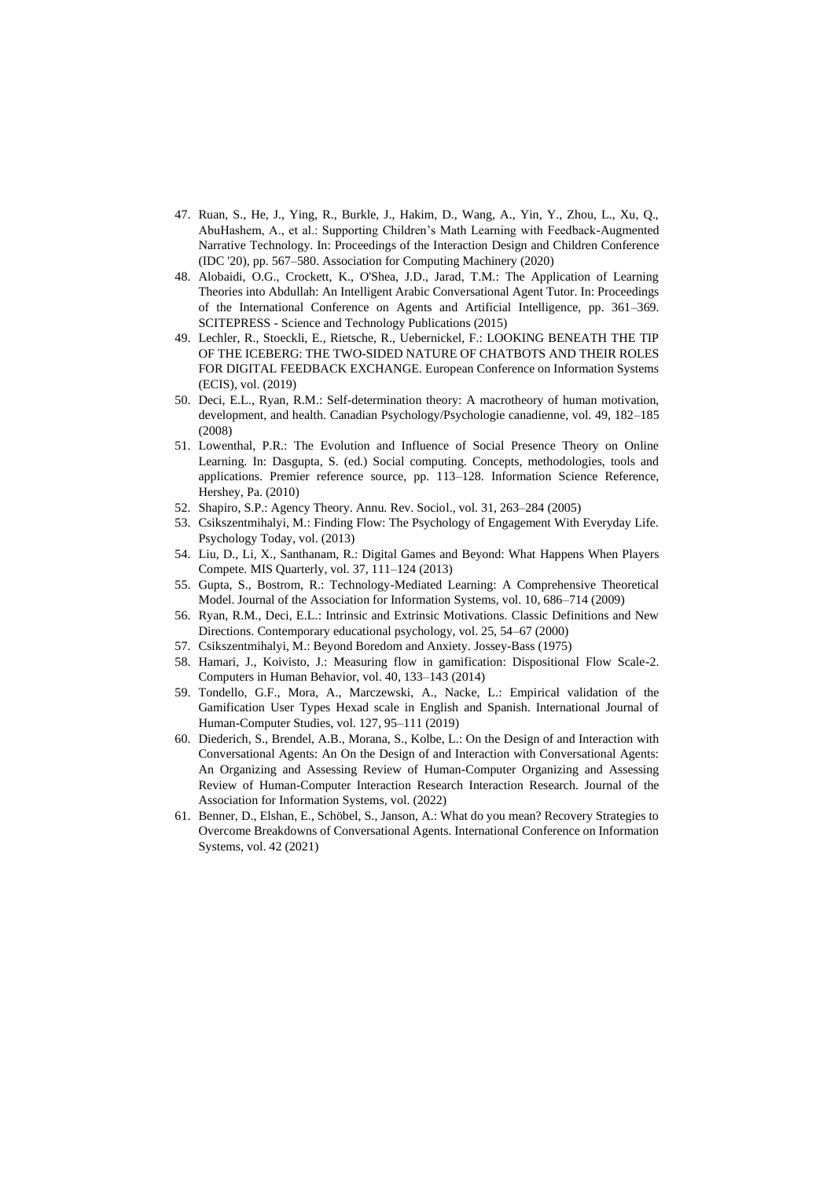47. Ruan, S., He, J., Ying, R., Burkle, J., Hakim, D., Wang, A., Yin, Y., Zhou, L., Xu, Q., AbuHashem, A., et al.: Supporting Children's Math Learning with Feedback-Augmented Narrative Technology. In: Proceedings of the Interaction Design and Children Conference (IDC '20), pp. 567–580. Association for Computing Machinery (2020)
48. Alobaidi, O.G., Crockett, K., O'Shea, J.D., Jarad, T.M.: The Application of Learning Theories into Abdullah: An Intelligent Arabic Conversational Agent Tutor. In: Proceedings of the International Conference on Agents and Artificial Intelligence, pp. 361–369. SCITEPRESS - Science and Technology Publications (2015)
49. Lechler, R., Stoeckli, E., Rietsche, R., Uebernickel, F.: LOOKING BENEATH THE TIP OF THE ICEBERG: THE TWO-SIDED NATURE OF CHATBOTS AND THEIR ROLES FOR DIGITAL FEEDBACK EXCHANGE. European Conference on Information Systems (ECIS), vol. (2019)
50. Deci, E.L., Ryan, R.M.: Self-determination theory: A macrotheory of human motivation, development, and health. Canadian Psychology/Psychologie canadienne, vol. 49, 182–185 (2008)
51. Lowenthal, P.R.: The Evolution and Influence of Social Presence Theory on Online Learning. In: Dasgupta, S. (ed.) Social computing. Concepts, methodologies, tools and applications. Premier reference source, pp. 113–128. Information Science Reference, Hershey, Pa. (2010)
52. Shapiro, S.P.: Agency Theory. Annu. Rev. Sociol., vol. 31, 263–284 (2005)
53. Csikszentmihalyi, M.: Finding Flow: The Psychology of Engagement With Everyday Life. Psychology Today, vol. (2013)
54. Liu, D., Li, X., Santhanam, R.: Digital Games and Beyond: What Happens When Players Compete. MIS Quarterly, vol. 37, 111–124 (2013)
55. Gupta, S., Bostrom, R.: Technology-Mediated Learning: A Comprehensive Theoretical Model. Journal of the Association for Information Systems, vol. 10, 686–714 (2009)
56. Ryan, R.M., Deci, E.L.: Intrinsic and Extrinsic Motivations. Classic Definitions and New Directions. Contemporary educational psychology, vol. 25, 54–67 (2000)
57. Csikszentmihalyi, M.: Beyond Boredom and Anxiety. Jossey-Bass (1975)
58. Hamari, J., Koivisto, J.: Measuring flow in gamification: Dispositional Flow Scale-2. Computers in Human Behavior, vol. 40, 133–143 (2014)
59. Tondello, G.F., Mora, A., Marczewski, A., Nacke, L.: Empirical validation of the Gamification User Types Hexad scale in English and Spanish. International Journal of Human-Computer Studies, vol. 127, 95–111 (2019)
60. Diederich, S., Brendel, A.B., Morana, S., Kolbe, L.: On the Design of and Interaction with Conversational Agents: An On the Design of and Interaction with Conversational Agents: An Organizing and Assessing Review of Human-Computer Organizing and Assessing Review of Human-Computer Interaction Research Interaction Research. Journal of the Association for Information Systems, vol. (2022)
61. Benner, D., Elshan, E., Schöbel, S., Janson, A.: What do you mean? Recovery Strategies to Overcome Breakdowns of Conversational Agents. International Conference on Information Systems, vol. 42 (2021)